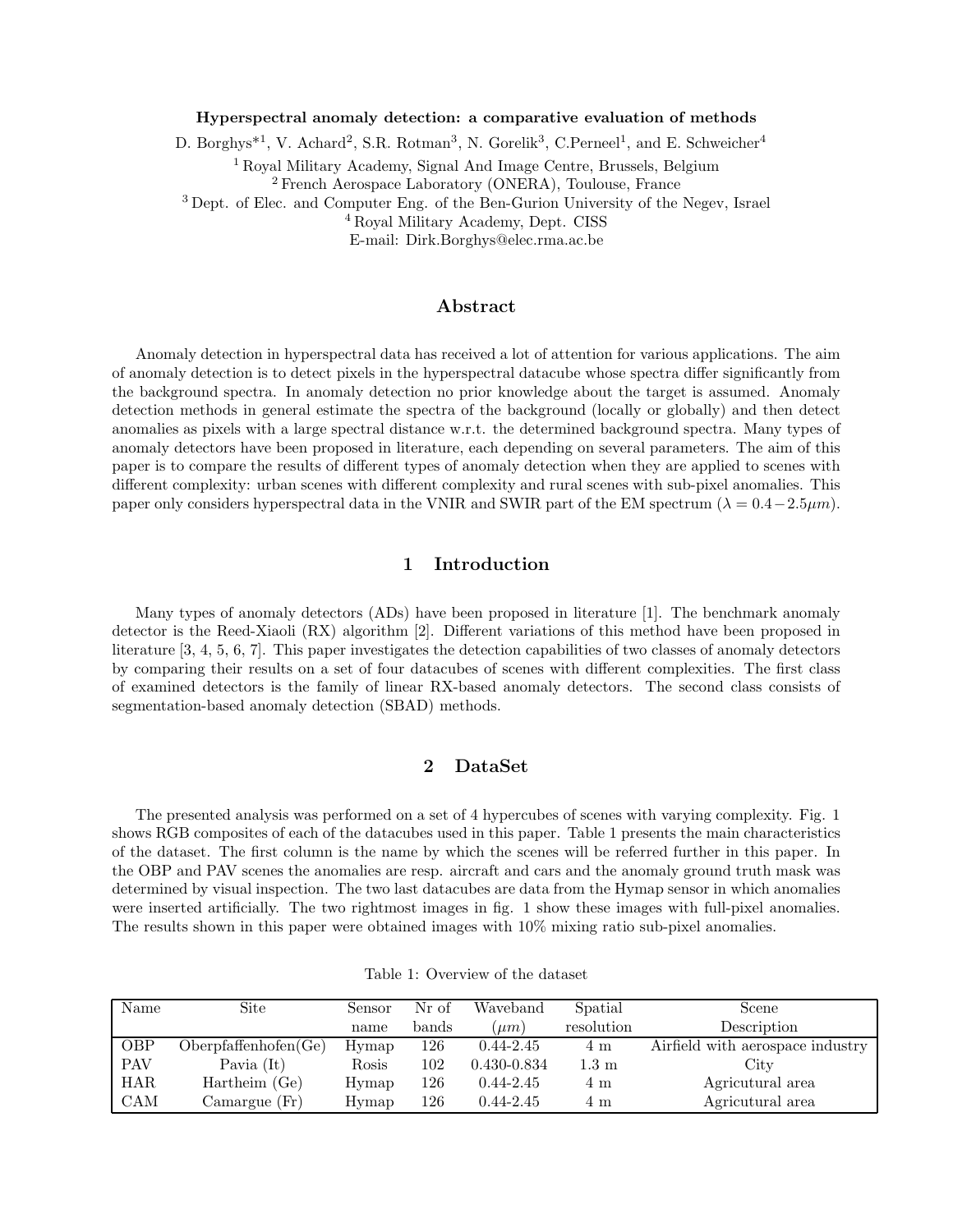**Hyperspectral anomaly detection: a comparative evaluation of methods**

D. Borghys*[1], V. Achard[2], S.R. Rotman[3], N. Gorelik[3], C.Perneel[1], and E. Schweicher[4]

[1] Royal Military Academy, Signal And Image Centre, Brussels, Belgium
[2] French Aerospace Laboratory (ONERA), Toulouse, France
[3] Dept. of Elec. and Computer Eng. of the Ben-Gurion University of the Negev, Israel
[4] Royal Military Academy, Dept. CISS
E-mail: Dirk.Borghys@elec.rma.ac.be

## Abstract

Anomaly detection in hyperspectral data has received a lot of attention for various applications. The aim of anomaly detection is to detect pixels in the hyperspectral datacube whose spectra differ significantly from the background spectra. In anomaly detection no prior knowledge about the target is assumed. Anomaly detection methods in general estimate the spectra of the background (locally or globally) and then detect anomalies as pixels with a large spectral distance w.r.t. the determined background spectra. Many types of anomaly detectors have been proposed in literature, each depending on several parameters. The aim of this paper is to compare the results of different types of anomaly detection when they are applied to scenes with different complexity: urban scenes with different complexity and rural scenes with sub-pixel anomalies. This paper only considers hyperspectral data in the VNIR and SWIR part of the EM spectrum ($\lambda = 0.4 - 2.5 \mu m$).

## 1 Introduction

Many types of anomaly detectors (ADs) have been proposed in literature [1]. The benchmark anomaly detector is the Reed-Xiaoli (RX) algorithm [2]. Different variations of this method have been proposed in literature [3, 4, 5, 6, 7]. This paper investigates the detection capabilities of two classes of anomaly detectors by comparing their results on a set of four datacubes of scenes with different complexities. The first class of examined detectors is the family of linear RX-based anomaly detectors. The second class consists of segmentation-based anomaly detection (SBAD) methods.

## 2 DataSet

The presented analysis was performed on a set of 4 hypercubes of scenes with varying complexity. Fig. 1 shows RGB composites of each of the datacubes used in this paper. Table 1 presents the main characteristics of the dataset. The first column is the name by which the scenes will be referred further in this paper. In the OBP and PAV scenes the anomalies are resp. aircraft and cars and the anomaly ground truth mask was determined by visual inspection. The two last datacubes are data from the Hymap sensor in which anomalies were inserted artificially. The two rightmost images in fig. 1 show these images with full-pixel anomalies. The results shown in this paper were obtained images with 10% mixing ratio sub-pixel anomalies.

Table 1: Overview of the dataset

| Name | Site | Sensor name | Nr of bands | Waveband ($\mu m$) | Spatial resolution | Scene Description |
|---|---|---|---|---|---|---|
| OBP | Oberpfaffenhofen(Ge) | Hymap | 126 | 0.44-2.45 | 4 m | Airfield with aerospace industry |
| PAV | Pavia (It) | Rosis | 102 | 0.430-0.834 | 1.3 m | City |
| HAR | Hartheim (Ge) | Hymap | 126 | 0.44-2.45 | 4 m | Agricutural area |
| CAM | Camargue (Fr) | Hymap | 126 | 0.44-2.45 | 4 m | Agricutural area |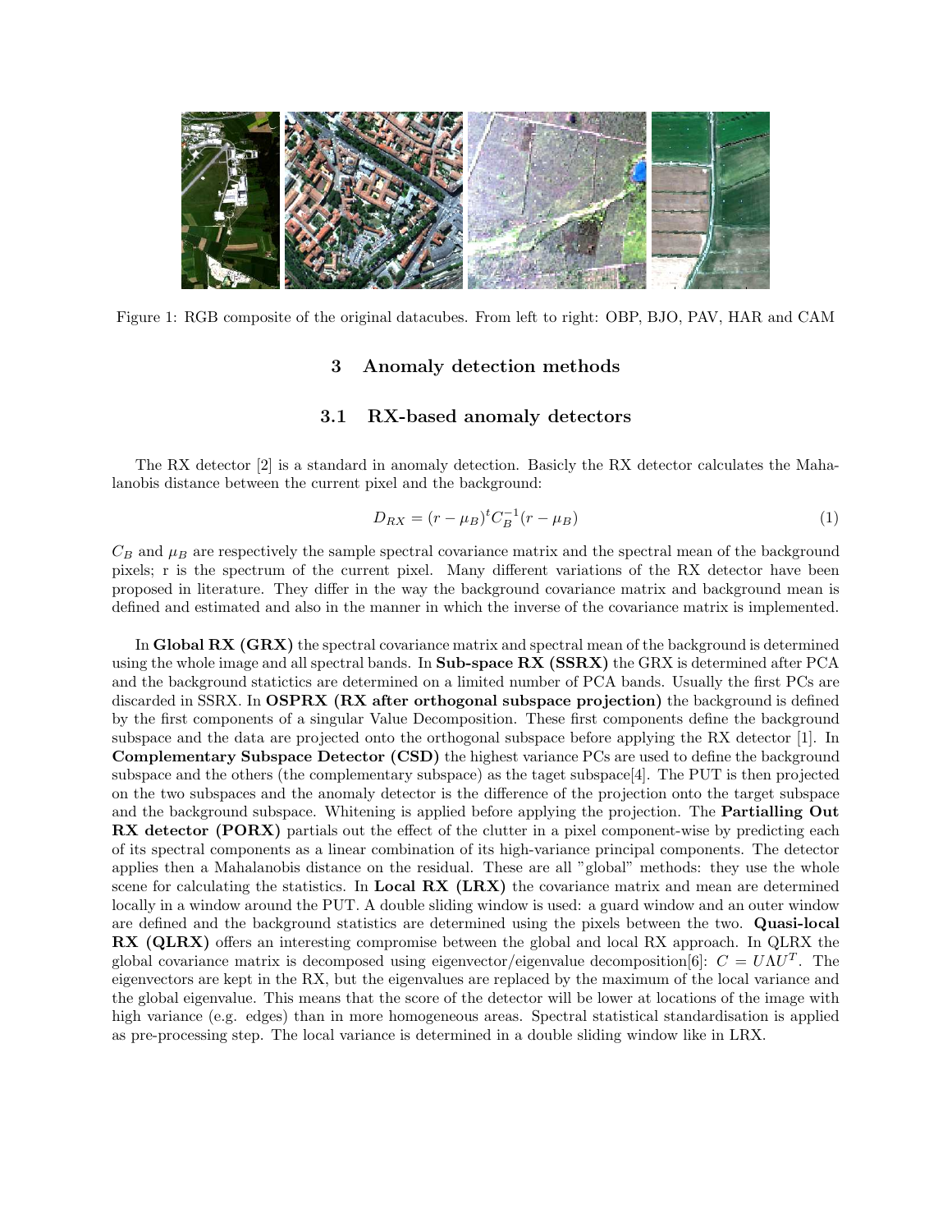Figure 1: RGB composite of the original datacubes. From left to right: OBP, BJO, PAV, HAR and CAM

## 3 Anomaly detection methods

### 3.1 RX-based anomaly detectors

The RX detector [2] is a standard in anomaly detection. Basicly the RX detector calculates the Mahalanobis distance between the current pixel and the background:

$$D_{RX} = (r - \mu_B)^t C_B^{-1} (r - \mu_B) \tag{1}$$

$C_B$ and $\mu_B$ are respectively the sample spectral covariance matrix and the spectral mean of the background pixels; r is the spectrum of the current pixel. Many different variations of the RX detector have been proposed in literature. They differ in the way the background covariance matrix and background mean is defined and estimated and also in the manner in which the inverse of the covariance matrix is implemented.

In **Global RX (GRX)** the spectral covariance matrix and spectral mean of the background is determined using the whole image and all spectral bands. In **Sub-space RX (SSRX)** the GRX is determined after PCA and the background statictics are determined on a limited number of PCA bands. Usually the first PCs are discarded in SSRX. In **OSPRX (RX after orthogonal subspace projection)** the background is defined by the first components of a singular Value Decomposition. These first components define the background subspace and the data are projected onto the orthogonal subspace before applying the RX detector [1]. In **Complementary Subspace Detector (CSD)** the highest variance PCs are used to define the background subspace and the others (the complementary subspace) as the taget subspace[4]. The PUT is then projected on the two subspaces and the anomaly detector is the difference of the projection onto the target subspace and the background subspace. Whitening is applied before applying the projection. The **Partialling Out RX detector (PORX)** partials out the effect of the clutter in a pixel component-wise by predicting each of its spectral components as a linear combination of its high-variance principal components. The detector applies then a Mahalanobis distance on the residual. These are all "global" methods: they use the whole scene for calculating the statistics. In **Local RX (LRX)** the covariance matrix and mean are determined locally in a window around the PUT. A double sliding window is used: a guard window and an outer window are defined and the background statistics are determined using the pixels between the two. **Quasi-local RX (QLRX)** offers an interesting compromise between the global and local RX approach. In QLRX the global covariance matrix is decomposed using eigenvector/eigenvalue decomposition[6]: $C = U \Lambda U^T$. The eigenvectors are kept in the RX, but the eigenvalues are replaced by the maximum of the local variance and the global eigenvalue. This means that the score of the detector will be lower at locations of the image with high variance (e.g. edges) than in more homogeneous areas. Spectral statistical standardisation is applied as pre-processing step. The local variance is determined in a double sliding window like in LRX.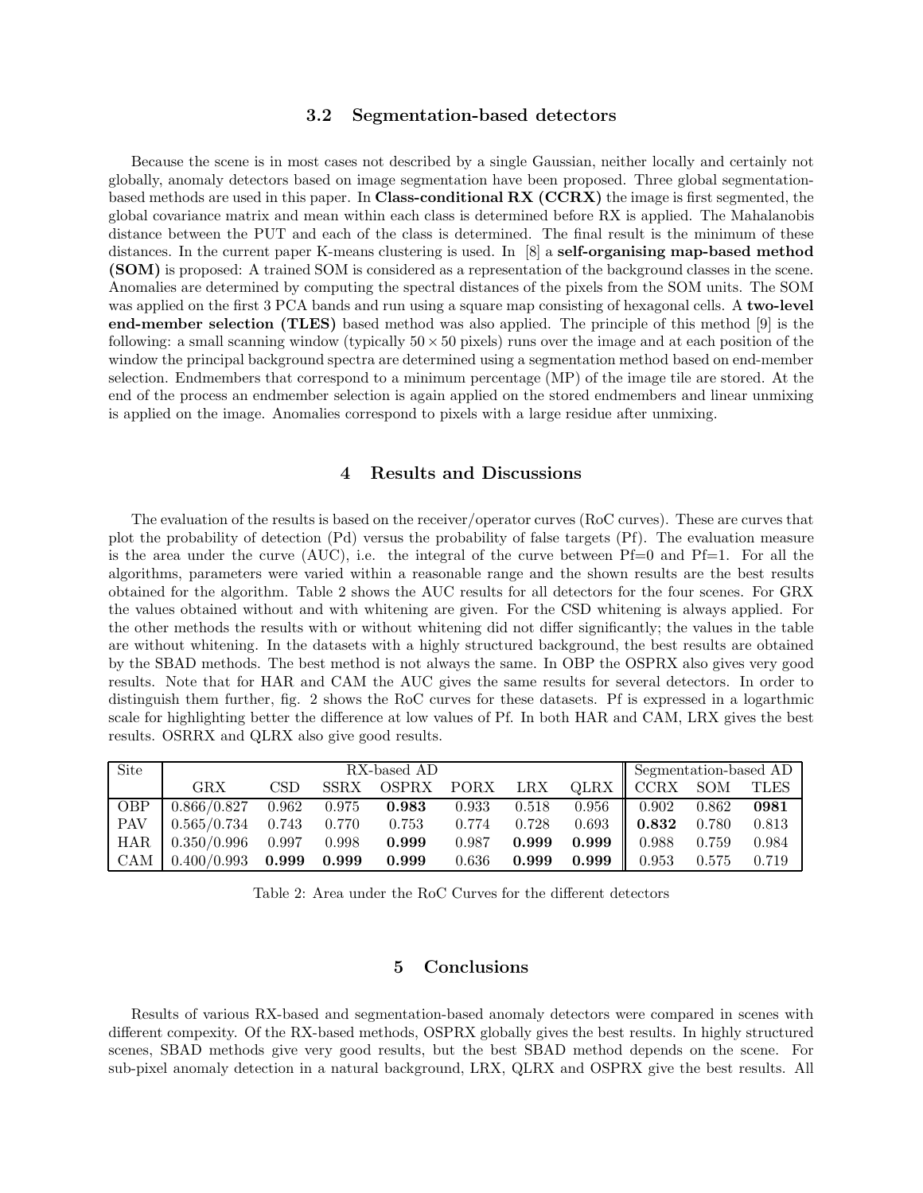### 3.2 Segmentation-based detectors

Because the scene is in most cases not described by a single Gaussian, neither locally and certainly not globally, anomaly detectors based on image segmentation have been proposed. Three global segmentation-based methods are used in this paper. In **Class-conditional RX (CCRX)** the image is first segmented, the global covariance matrix and mean within each class is determined before RX is applied. The Mahalanobis distance between the PUT and each of the class is determined. The final result is the minimum of these distances. In the current paper K-means clustering is used. In [8] a **self-organising map-based method (SOM)** is proposed: A trained SOM is considered as a representation of the background classes in the scene. Anomalies are determined by computing the spectral distances of the pixels from the SOM units. The SOM was applied on the first 3 PCA bands and run using a square map consisting of hexagonal cells. A **two-level end-member selection (TLES)** based method was also applied. The principle of this method [9] is the following: a small scanning window (typically $50 \times 50$ pixels) runs over the image and at each position of the window the principal background spectra are determined using a segmentation method based on end-member selection. Endmembers that correspond to a minimum percentage (MP) of the image tile are stored. At the end of the process an endmember selection is again applied on the stored endmembers and linear unmixing is applied on the image. Anomalies correspond to pixels with a large residue after unmixing.

## 4 Results and Discussions

The evaluation of the results is based on the receiver/operator curves (RoC curves). These are curves that plot the probability of detection (Pd) versus the probability of false targets (Pf). The evaluation measure is the area under the curve (AUC), i.e. the integral of the curve between Pf=0 and Pf=1. For all the algorithms, parameters were varied within a reasonable range and the shown results are the best results obtained for the algorithm. Table 2 shows the AUC results for all detectors for the four scenes. For GRX the values obtained without and with whitening are given. For the CSD whitening is always applied. For the other methods the results with or without whitening did not differ significantly; the values in the table are without whitening. In the datasets with a highly structured background, the best results are obtained by the SBAD methods. The best method is not always the same. In OBP the OSPRX also gives very good results. Note that for HAR and CAM the AUC gives the same results for several detectors. In order to distinguish them further, fig. 2 shows the RoC curves for these datasets. Pf is expressed in a logarthmic scale for highlighting better the difference at low values of Pf. In both HAR and CAM, LRX gives the best results. OSRRX and QLRX also give good results.

| Site | RX-based AD | | | | | | | Segmentation-based AD | | |
|---|---|---|---|---|---|---|---|---|---|---|
| | GRX | CSD | SSRX | OSPRX | PORX | LRX | QLRX | CCRX | SOM | TLES |
| OBP | 0.866/0.827 | 0.962 | 0.975 | **0.983** | 0.933 | 0.518 | 0.956 | 0.902 | 0.862 | **0981** |
| PAV | 0.565/0.734 | 0.743 | 0.770 | 0.753 | 0.774 | 0.728 | 0.693 | **0.832** | 0.780 | 0.813 |
| HAR | 0.350/0.996 | 0.997 | 0.998 | **0.999** | 0.987 | **0.999** | **0.999** | 0.988 | 0.759 | 0.984 |
| CAM | 0.400/0.993 | **0.999** | **0.999** | **0.999** | 0.636 | **0.999** | **0.999** | 0.953 | 0.575 | 0.719 |

Table 2: Area under the RoC Curves for the different detectors

## 5 Conclusions

Results of various RX-based and segmentation-based anomaly detectors were compared in scenes with different compexity. Of the RX-based methods, OSPRX globally gives the best results. In highly structured scenes, SBAD methods give very good results, but the best SBAD method depends on the scene. For sub-pixel anomaly detection in a natural background, LRX, QLRX and OSPRX give the best results. All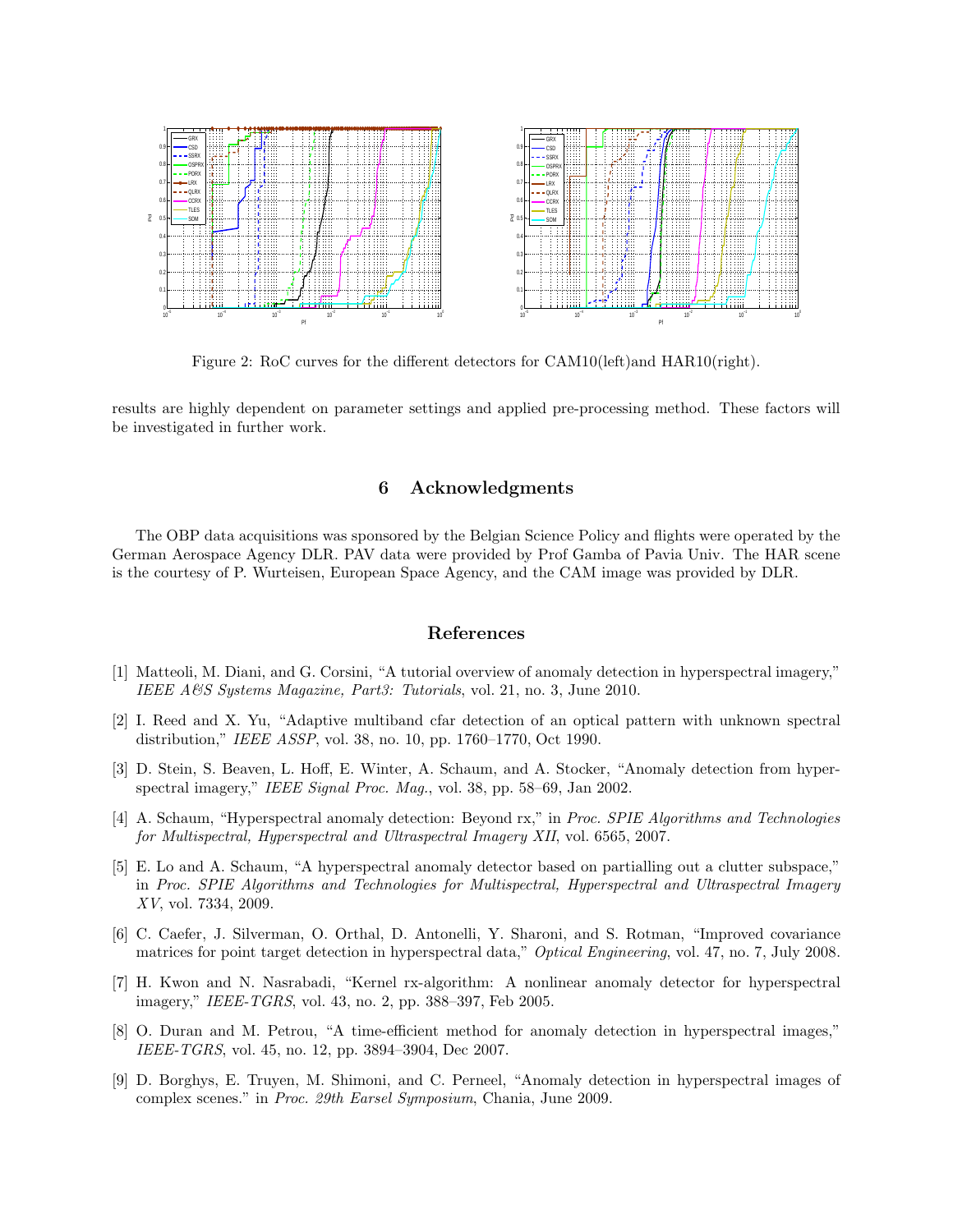GRX
CSD
SSRX
OSPRX
PDRX
LRX
QLRX
CCRX
TLES
SOM

Pd

Pf

GRX
CSD
SSRX
OSPRX
PDRX
LRX
QLRX
CCRX
TLES
SOM

Pd

Pf

Figure 2: RoC curves for the different detectors for CAM10(left)and HAR10(right).

results are highly dependent on parameter settings and applied pre-processing method. These factors will be investigated in further work.

## 6 Acknowledgments

The OBP data acquisitions was sponsored by the Belgian Science Policy and flights were operated by the German Aerospace Agency DLR. PAV data were provided by Prof Gamba of Pavia Univ. The HAR scene is the courtesy of P. Wurteisen, European Space Agency, and the CAM image was provided by DLR.

## References

[1] Matteoli, M. Diani, and G. Corsini, "A tutorial overview of anomaly detection in hyperspectral imagery," *IEEE A&S Systems Magazine, Part3: Tutorials*, vol. 21, no. 3, June 2010.

[2] I. Reed and X. Yu, "Adaptive multiband cfar detection of an optical pattern with unknown spectral distribution," *IEEE ASSP*, vol. 38, no. 10, pp. 1760–1770, Oct 1990.

[3] D. Stein, S. Beaven, L. Hoff, E. Winter, A. Schaum, and A. Stocker, "Anomaly detection from hyperspectral imagery," *IEEE Signal Proc. Mag.*, vol. 38, pp. 58–69, Jan 2002.

[4] A. Schaum, "Hyperspectral anomaly detection: Beyond rx," in *Proc. SPIE Algorithms and Technologies for Multispectral, Hyperspectral and Ultraspectral Imagery XII*, vol. 6565, 2007.

[5] E. Lo and A. Schaum, "A hyperspectral anomaly detector based on partialling out a clutter subspace," in *Proc. SPIE Algorithms and Technologies for Multispectral, Hyperspectral and Ultraspectral Imagery XV*, vol. 7334, 2009.

[6] C. Caefer, J. Silverman, O. Orthal, D. Antonelli, Y. Sharoni, and S. Rotman, "Improved covariance matrices for point target detection in hyperspectral data," *Optical Engineering*, vol. 47, no. 7, July 2008.

[7] H. Kwon and N. Nasrabadi, "Kernel rx-algorithm: A nonlinear anomaly detector for hyperspectral imagery," *IEEE-TGRS*, vol. 43, no. 2, pp. 388–397, Feb 2005.

[8] O. Duran and M. Petrou, "A time-efficient method for anomaly detection in hyperspectral images," *IEEE-TGRS*, vol. 45, no. 12, pp. 3894–3904, Dec 2007.

[9] D. Borghys, E. Truyen, M. Shimoni, and C. Perneel, "Anomaly detection in hyperspectral images of complex scenes." in *Proc. 29th Earsel Symposium*, Chania, June 2009.